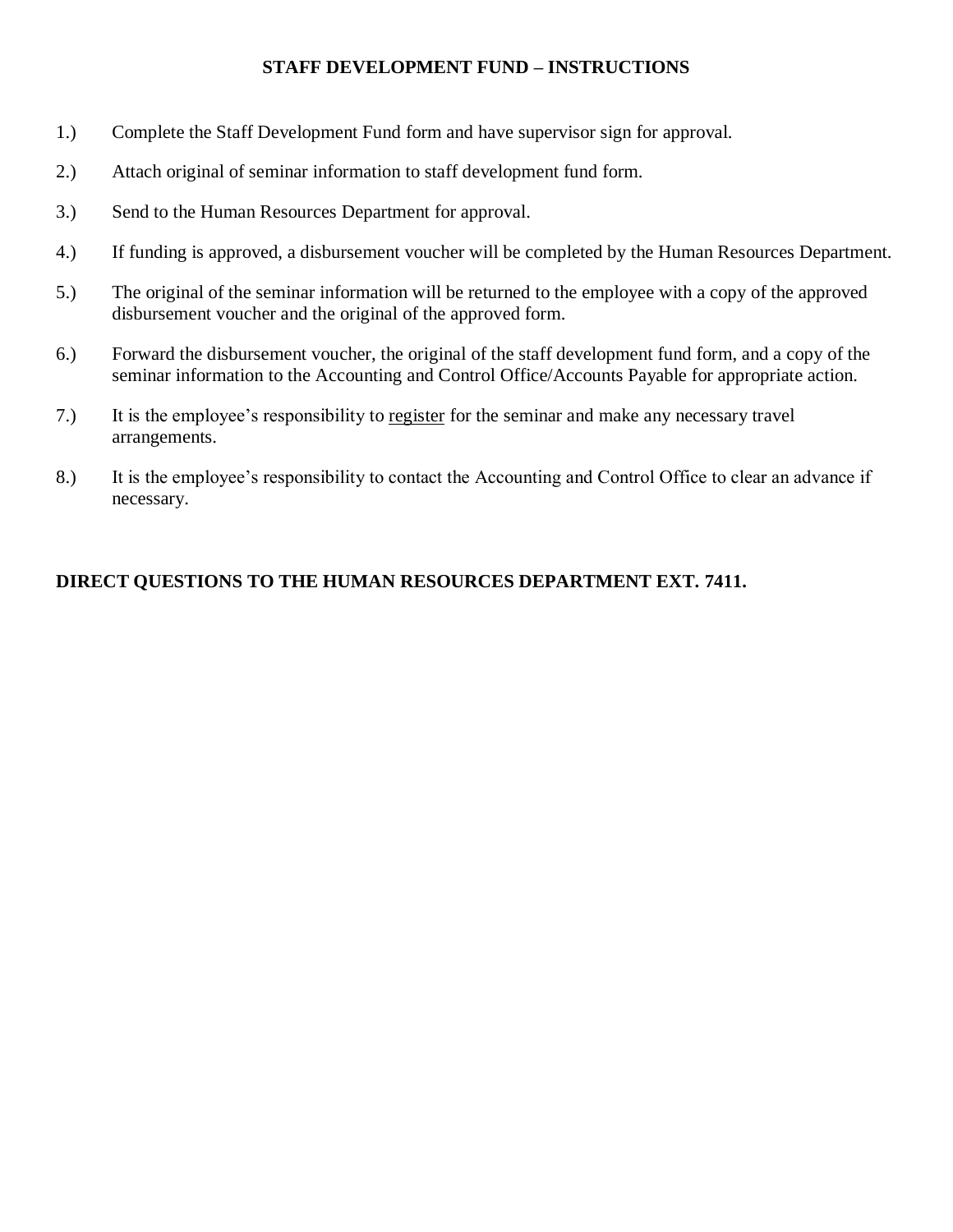# STAFF DEVELOPMENT FUND – INSTRUCTIONS

1.) Complete the Staff Development Fund form and have supervisor sign for approval.

2.) Attach original of seminar information to staff development fund form.

3.) Send to the Human Resources Department for approval.

4.) If funding is approved, a disbursement voucher will be completed by the Human Resources Department.

5.) The original of the seminar information will be returned to the employee with a copy of the approved disbursement voucher and the original of the approved form.

6.) Forward the disbursement voucher, the original of the staff development fund form, and a copy of the seminar information to the Accounting and Control Office/Accounts Payable for appropriate action.

7.) It is the employee's responsibility to <u>register</u> for the seminar and make any necessary travel arrangements.

8.) It is the employee's responsibility to contact the Accounting and Control Office to clear an advance if necessary.

**DIRECT QUESTIONS TO THE HUMAN RESOURCES DEPARTMENT EXT. 7411.**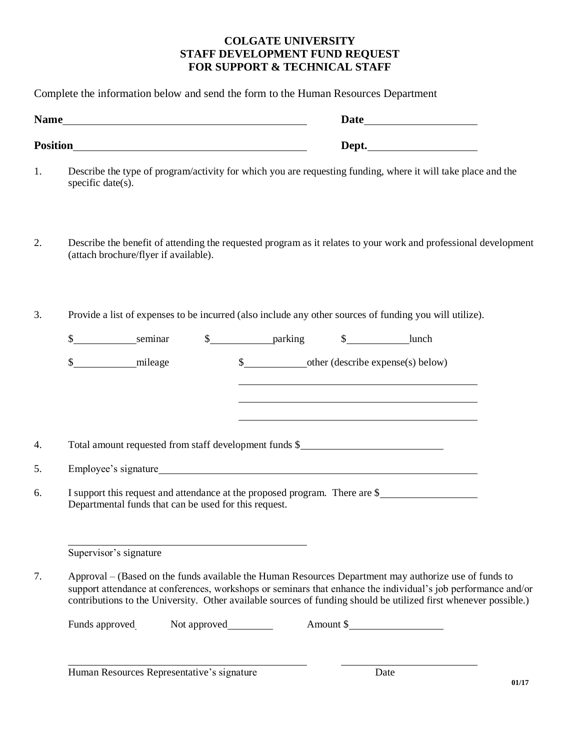**COLGATE UNIVERSITY**
**STAFF DEVELOPMENT FUND REQUEST**
**FOR SUPPORT & TECHNICAL STAFF**

Complete the information below and send the form to the Human Resources Department

**Name**\_\_\_\_\_\_\_\_\_\_\_\_\_\_\_\_\_\_\_\_\_\_\_\_\_\_\_\_\_\_\_\_\_\_\_\_\_\_\_\_\_ **Date**\_\_\_\_\_\_\_\_\_\_\_\_\_\_\_\_\_\_\_\_

**Position**\_\_\_\_\_\_\_\_\_\_\_\_\_\_\_\_\_\_\_\_\_\_\_\_\_\_\_\_\_\_\_\_\_\_\_\_\_\_\_ **Dept.**\_\_\_\_\_\_\_\_\_\_\_\_\_\_\_\_\_\_\_\_

1. Describe the type of program/activity for which you are requesting funding, where it will take place and the specific date(s).

2. Describe the benefit of attending the requested program as it relates to your work and professional development (attach brochure/flyer if available).

3. Provide a list of expenses to be incurred (also include any other sources of funding you will utilize).

   $\_\_\_\_\_\_\_\_\_\_\_\_seminar $\_\_\_\_\_\_\_\_\_\_\_\_parking $\_\_\_\_\_\_\_\_\_\_\_\_lunch

   $\_\_\_\_\_\_\_\_\_\_\_\_mileage $\_\_\_\_\_\_\_\_\_\_\_\_other (describe expense(s) below)

   \_\_\_\_\_\_\_\_\_\_\_\_\_\_\_\_\_\_\_\_\_\_\_\_\_\_\_\_\_\_\_\_\_\_\_\_\_\_\_\_\_\_\_\_

   \_\_\_\_\_\_\_\_\_\_\_\_\_\_\_\_\_\_\_\_\_\_\_\_\_\_\_\_\_\_\_\_\_\_\_\_\_\_\_\_\_\_\_\_

   \_\_\_\_\_\_\_\_\_\_\_\_\_\_\_\_\_\_\_\_\_\_\_\_\_\_\_\_\_\_\_\_\_\_\_\_\_\_\_\_\_\_\_\_

4. Total amount requested from staff development funds $\_\_\_\_\_\_\_\_\_\_\_\_\_\_\_\_\_\_\_\_\_\_\_\_\_\_\_

5. Employee's signature\_\_\_\_\_\_\_\_\_\_\_\_\_\_\_\_\_\_\_\_\_\_\_\_\_\_\_\_\_\_\_\_\_\_\_\_\_\_\_\_\_\_\_\_\_\_\_\_\_\_\_\_\_\_\_\_\_\_\_\_

6. I support this request and attendance at the proposed program. There are $\_\_\_\_\_\_\_\_\_\_\_\_\_\_\_\_\_\_ Departmental funds that can be used for this request.

   \_\_\_\_\_\_\_\_\_\_\_\_\_\_\_\_\_\_\_\_\_\_\_\_\_\_\_\_\_\_\_\_\_\_\_\_\_\_\_\_\_\_\_\_
   Supervisor's signature

7. Approval – (Based on the funds available the Human Resources Department may authorize use of funds to support attendance at conferences, workshops or seminars that enhance the individual's job performance and/or contributions to the University. Other available sources of funding should be utilized first whenever possible.)

   Funds approved Not approved\_\_\_\_\_\_\_\_\_ Amount $\_\_\_\_\_\_\_\_\_\_\_\_\_\_\_\_\_\_

   \_\_\_\_\_\_\_\_\_\_\_\_\_\_\_\_\_\_\_\_\_\_\_\_\_\_\_\_\_\_\_\_\_\_\_\_\_\_\_\_\_\_\_\_ \_\_\_\_\_\_\_\_\_\_\_\_\_\_\_\_\_\_\_\_\_\_\_\_\_\_
   Human Resources Representative's signature Date

**01/17**